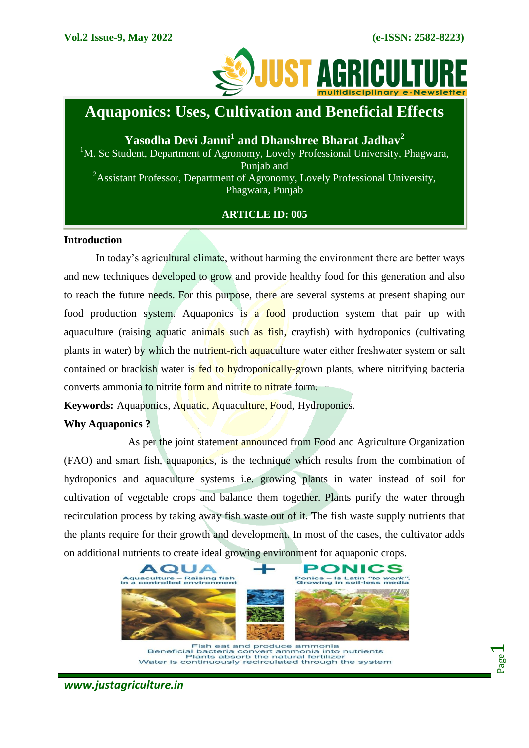# Aquaponics: Uses, Cultivation and Beneficial Effects

**Yasodha Devi Janni[1] and Dhanshree Bharat Jadhav[2]**

[1]M. Sc Student, Department of Agronomy, Lovely Professional University, Phagwara, Punjab and

[2]Assistant Professor, Department of Agronomy, Lovely Professional University, Phagwara, Punjab

**ARTICLE ID: 005**

## Introduction

In today's agricultural climate, without harming the environment there are better ways and new techniques developed to grow and provide healthy food for this generation and also to reach the future needs. For this purpose, there are several systems at present shaping our food production system. Aquaponics is a food production system that pair up with aquaculture (raising aquatic animals such as fish, crayfish) with hydroponics (cultivating plants in water) by which the nutrient-rich aquaculture water either freshwater system or salt contained or brackish water is fed to hydroponically-grown plants, where nitrifying bacteria converts ammonia to nitrite form and nitrite to nitrate form.

**Keywords:** Aquaponics, Aquatic, Aquaculture, Food, Hydroponics.

## Why Aquaponics ?

As per the joint statement announced from Food and Agriculture Organization (FAO) and smart fish, aquaponics, is the technique which results from the combination of hydroponics and aquaculture systems i.e. growing plants in water instead of soil for cultivation of vegetable crops and balance them together. Plants purify the water through recirculation process by taking away fish waste out of it. The fish waste supply nutrients that the plants require for their growth and development. In most of the cases, the cultivator adds on additional nutrients to create ideal growing environment for aquaponic crops.

AQUA + PONICS

Aquaculture – Raising fish in a controlled environment

Ponics – Is Latin *"to work"*, Growing in soil-less media

Fish eat and produce ammonia
Beneficial bacteria convert ammonia into nutrients
Plants absorb the natural fertilizer
Water is continuously recirculated through the system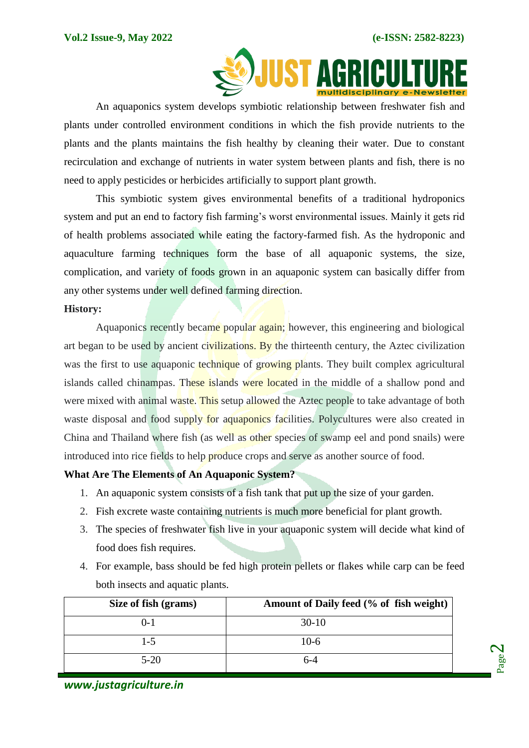An aquaponics system develops symbiotic relationship between freshwater fish and plants under controlled environment conditions in which the fish provide nutrients to the plants and the plants maintains the fish healthy by cleaning their water. Due to constant recirculation and exchange of nutrients in water system between plants and fish, there is no need to apply pesticides or herbicides artificially to support plant growth.

This symbiotic system gives environmental benefits of a traditional hydroponics system and put an end to factory fish farming's worst environmental issues. Mainly it gets rid of health problems associated while eating the factory-farmed fish. As the hydroponic and aquaculture farming techniques form the base of all aquaponic systems, the size, complication, and variety of foods grown in an aquaponic system can basically differ from any other systems under well defined farming direction.

**History:**

Aquaponics recently became popular again; however, this engineering and biological art began to be used by ancient civilizations. By the thirteenth century, the Aztec civilization was the first to use aquaponic technique of growing plants. They built complex agricultural islands called chinampas. These islands were located in the middle of a shallow pond and were mixed with animal waste. This setup allowed the Aztec people to take advantage of both waste disposal and food supply for aquaponics facilities. Polycultures were also created in China and Thailand where fish (as well as other species of swamp eel and pond snails) were introduced into rice fields to help produce crops and serve as another source of food.

**What Are The Elements of An Aquaponic System?**

1. An aquaponic system consists of a fish tank that put up the size of your garden.
2. Fish excrete waste containing nutrients is much more beneficial for plant growth.
3. The species of freshwater fish live in your aquaponic system will decide what kind of food does fish requires.
4. For example, bass should be fed high protein pellets or flakes while carp can be feed both insects and aquatic plants.

| Size of fish (grams) | Amount of Daily feed (% of fish weight) |
|---|---|
| 0-1 | 30-10 |
| 1-5 | 10-6 |
| 5-20 | 6-4 |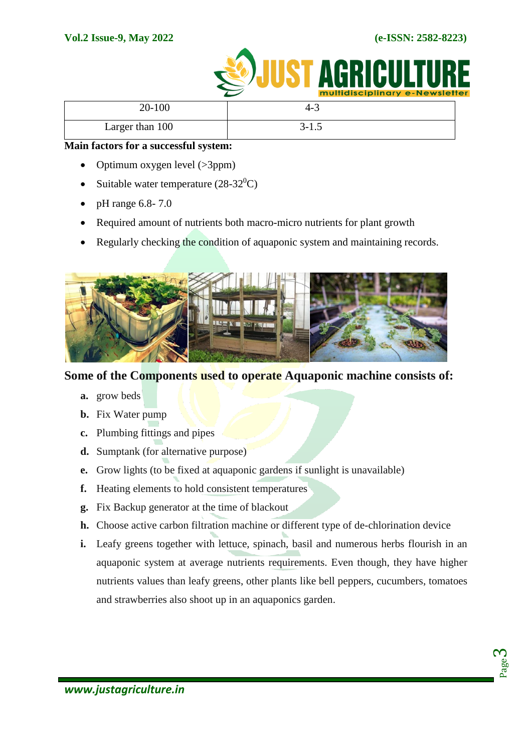| 20-100 | 4-3 |
|---|---|
| Larger than 100 | 3-1.5 |

**Main factors for a successful system:**

- Optimum oxygen level (>3ppm)
- Suitable water temperature (28-32$^{0}$C)
- pH range 6.8- 7.0
- Required amount of nutrients both macro-micro nutrients for plant growth
- Regularly checking the condition of aquaponic system and maintaining records.

## Some of the Components used to operate Aquaponic machine consists of:

**a.** grow beds

**b.** Fix Water pump

**c.** Plumbing fittings and pipes

**d.** Sumptank (for alternative purpose)

**e.** Grow lights (to be fixed at aquaponic gardens if sunlight is unavailable)

**f.** Heating elements to hold consistent temperatures

**g.** Fix Backup generator at the time of blackout

**h.** Choose active carbon filtration machine or different type of de-chlorination device

**i.** Leafy greens together with lettuce, spinach, basil and numerous herbs flourish in an aquaponic system at average nutrients requirements. Even though, they have higher nutrients values than leafy greens, other plants like bell peppers, cucumbers, tomatoes and strawberries also shoot up in an aquaponics garden.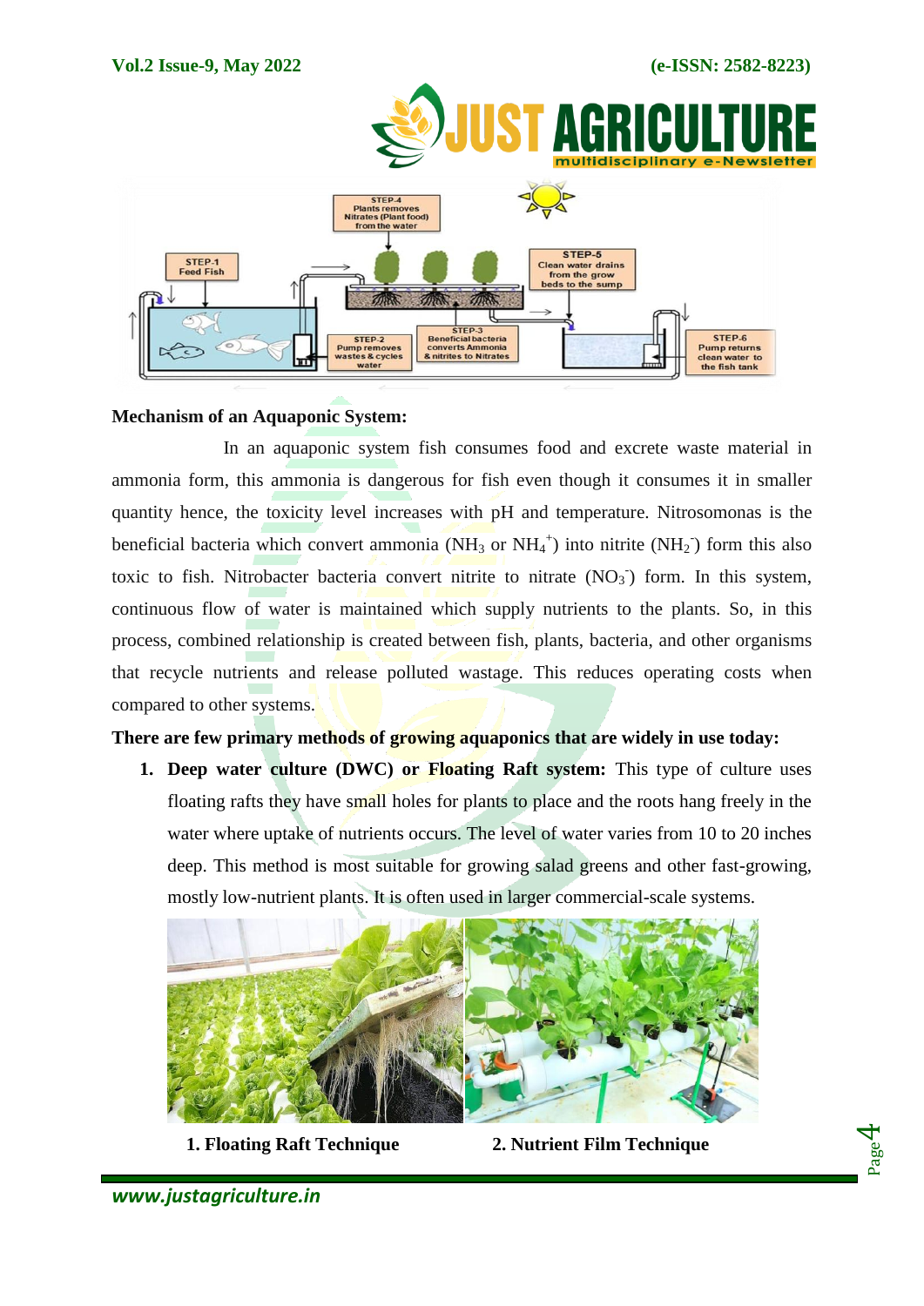## Mechanism of an Aquaponic System:

In an aquaponic system fish consumes food and excrete waste material in ammonia form, this ammonia is dangerous for fish even though it consumes it in smaller quantity hence, the toxicity level increases with pH and temperature. Nitrosomonas is the beneficial bacteria which convert ammonia ($NH_3$ or $NH_4^+$) into nitrite ($NH_2^-$) form this also toxic to fish. Nitrobacter bacteria convert nitrite to nitrate ($NO_3^-$) form. In this system, continuous flow of water is maintained which supply nutrients to the plants. So, in this process, combined relationship is created between fish, plants, bacteria, and other organisms that recycle nutrients and release polluted wastage. This reduces operating costs when compared to other systems.

**There are few primary methods of growing aquaponics that are widely in use today:**

1. **Deep water culture (DWC) or Floating Raft system:** This type of culture uses floating rafts they have small holes for plants to place and the roots hang freely in the water where uptake of nutrients occurs. The level of water varies from 10 to 20 inches deep. This method is most suitable for growing salad greens and other fast-growing, mostly low-nutrient plants. It is often used in larger commercial-scale systems.

**1. Floating Raft Technique** **2. Nutrient Film Technique**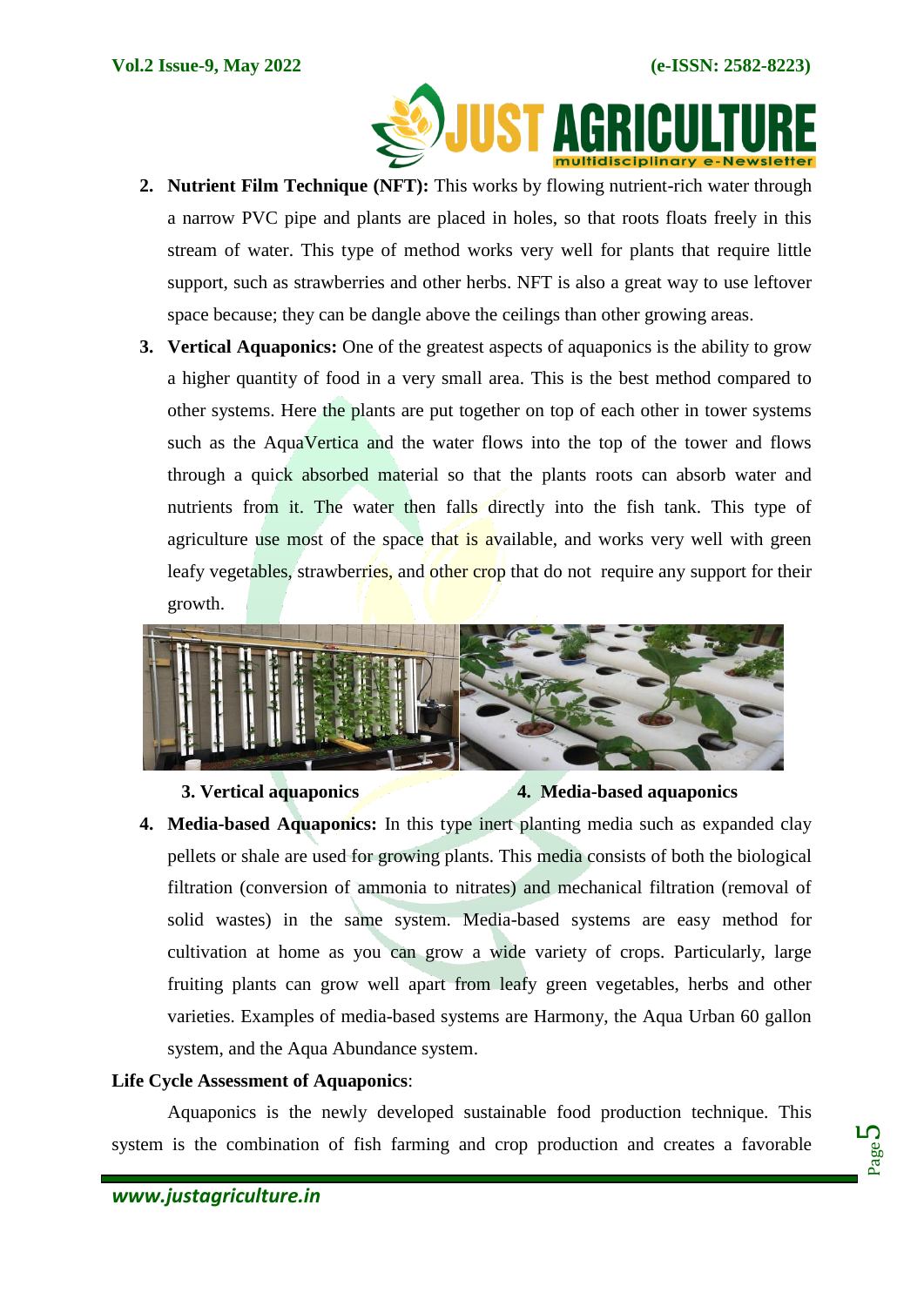2. **Nutrient Film Technique (NFT):** This works by flowing nutrient-rich water through a narrow PVC pipe and plants are placed in holes, so that roots floats freely in this stream of water. This type of method works very well for plants that require little support, such as strawberries and other herbs. NFT is also a great way to use leftover space because; they can be dangle above the ceilings than other growing areas.

3. **Vertical Aquaponics:** One of the greatest aspects of aquaponics is the ability to grow a higher quantity of food in a very small area. This is the best method compared to other systems. Here the plants are put together on top of each other in tower systems such as the AquaVertica and the water flows into the top of the tower and flows through a quick absorbed material so that the plants roots can absorb water and nutrients from it. The water then falls directly into the fish tank. This type of agriculture use most of the space that is available, and works very well with green leafy vegetables, strawberries, and other crop that do not require any support for their growth.

**3. Vertical aquaponics** **4. Media-based aquaponics**

4. **Media-based Aquaponics:** In this type inert planting media such as expanded clay pellets or shale are used for growing plants. This media consists of both the biological filtration (conversion of ammonia to nitrates) and mechanical filtration (removal of solid wastes) in the same system. Media-based systems are easy method for cultivation at home as you can grow a wide variety of crops. Particularly, large fruiting plants can grow well apart from leafy green vegetables, herbs and other varieties. Examples of media-based systems are Harmony, the Aqua Urban 60 gallon system, and the Aqua Abundance system.

**Life Cycle Assessment of Aquaponics**:

Aquaponics is the newly developed sustainable food production technique. This system is the combination of fish farming and crop production and creates a favorable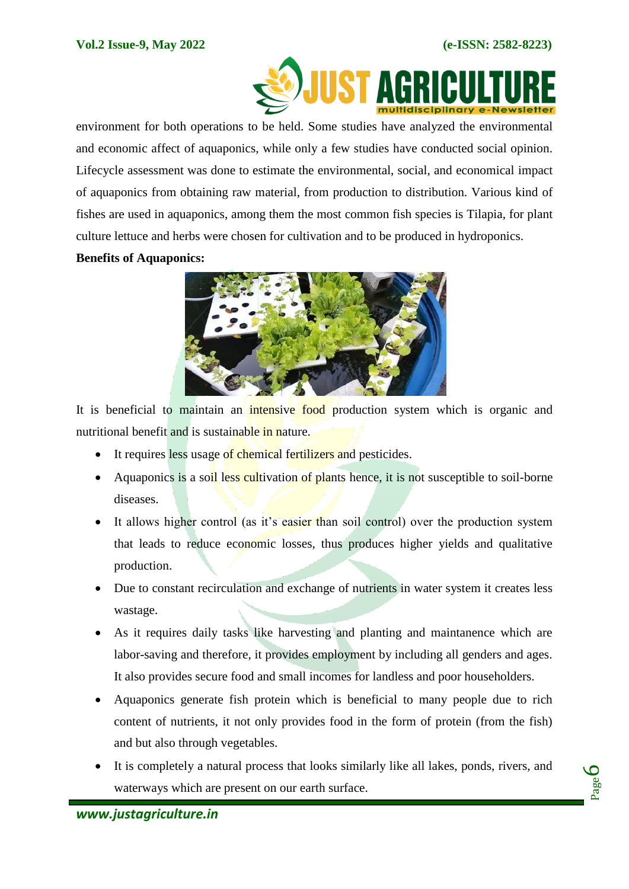environment for both operations to be held. Some studies have analyzed the environmental and economic affect of aquaponics, while only a few studies have conducted social opinion. Lifecycle assessment was done to estimate the environmental, social, and economical impact of aquaponics from obtaining raw material, from production to distribution. Various kind of fishes are used in aquaponics, among them the most common fish species is Tilapia, for plant culture lettuce and herbs were chosen for cultivation and to be produced in hydroponics.

**Benefits of Aquaponics:**

It is beneficial to maintain an intensive food production system which is organic and nutritional benefit and is sustainable in nature.

- It requires less usage of chemical fertilizers and pesticides.
- Aquaponics is a soil less cultivation of plants hence, it is not susceptible to soil-borne diseases.
- It allows higher control (as it's easier than soil control) over the production system that leads to reduce economic losses, thus produces higher yields and qualitative production.
- Due to constant recirculation and exchange of nutrients in water system it creates less wastage.
- As it requires daily tasks like harvesting and planting and maintanence which are labor-saving and therefore, it provides employment by including all genders and ages. It also provides secure food and small incomes for landless and poor householders.
- Aquaponics generate fish protein which is beneficial to many people due to rich content of nutrients, it not only provides food in the form of protein (from the fish) and but also through vegetables.
- It is completely a natural process that looks similarly like all lakes, ponds, rivers, and waterways which are present on our earth surface.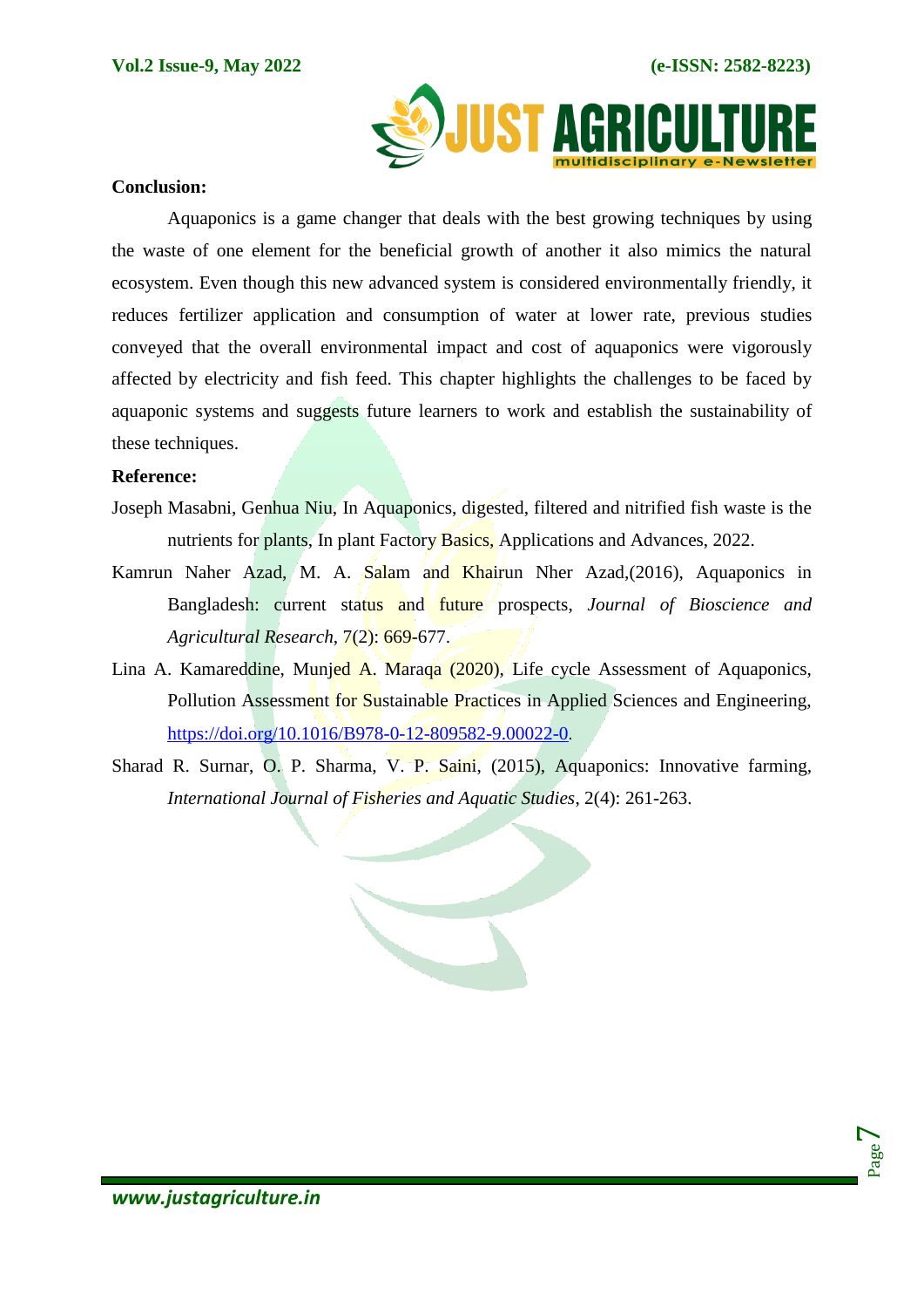**Conclusion:**

Aquaponics is a game changer that deals with the best growing techniques by using the waste of one element for the beneficial growth of another it also mimics the natural ecosystem. Even though this new advanced system is considered environmentally friendly, it reduces fertilizer application and consumption of water at lower rate, previous studies conveyed that the overall environmental impact and cost of aquaponics were vigorously affected by electricity and fish feed. This chapter highlights the challenges to be faced by aquaponic systems and suggests future learners to work and establish the sustainability of these techniques.

**Reference:**

Joseph Masabni, Genhua Niu, In Aquaponics, digested, filtered and nitrified fish waste is the nutrients for plants, In plant Factory Basics, Applications and Advances, 2022.

Kamrun Naher Azad, M. A. Salam and Khairun Nher Azad,(2016), Aquaponics in Bangladesh: current status and future prospects, *Journal of Bioscience and Agricultural Research*, 7(2): 669-677.

Lina A. Kamareddine, Munjed A. Maraqa (2020), Life cycle Assessment of Aquaponics, Pollution Assessment for Sustainable Practices in Applied Sciences and Engineering, https://doi.org/10.1016/B978-0-12-809582-9.00022-0.

Sharad R. Surnar, O. P. Sharma, V. P. Saini, (2015), Aquaponics: Innovative farming, *International Journal of Fisheries and Aquatic Studies*, 2(4): 261-263.